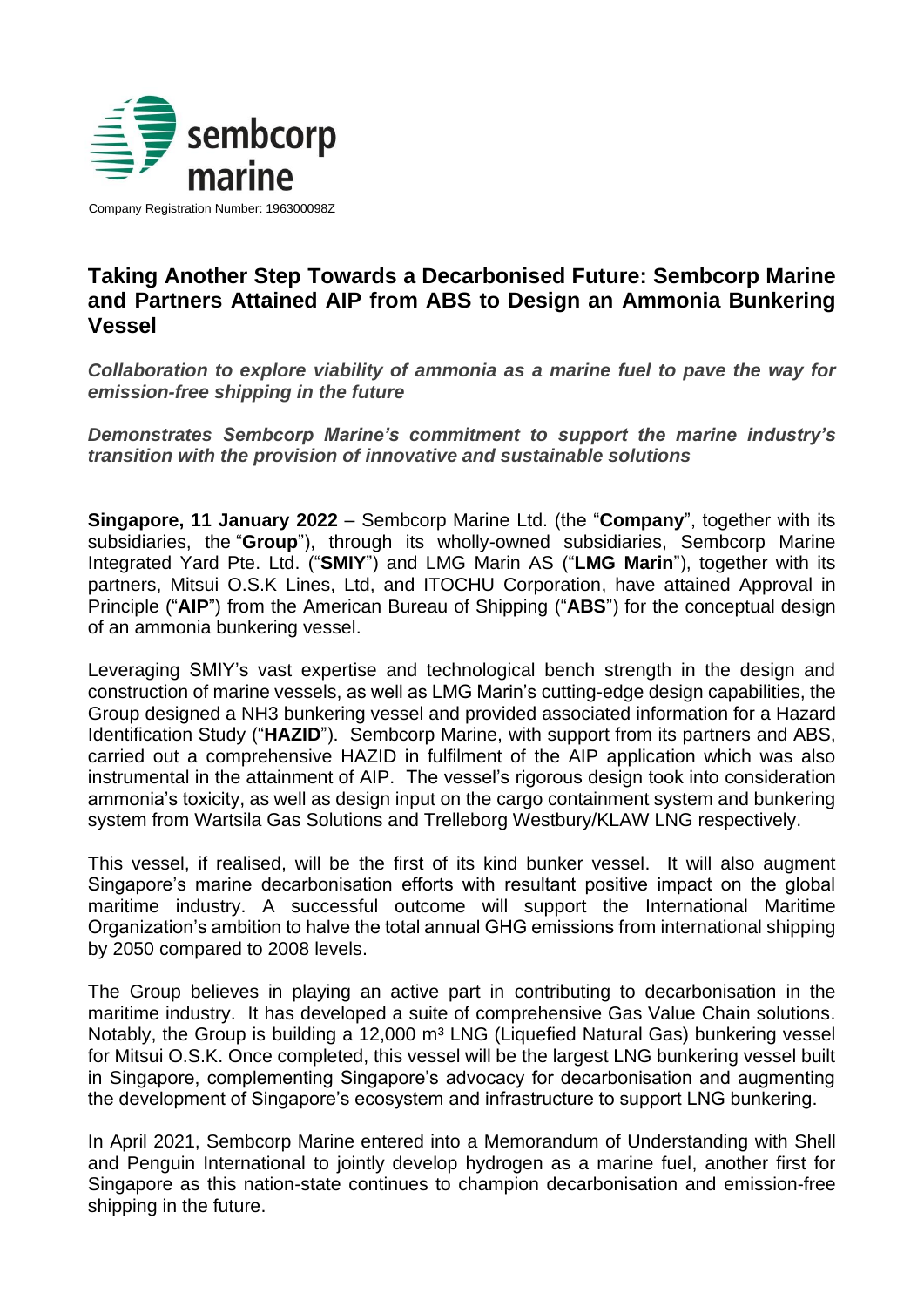sembcorp marine

Company Registration Number: 196300098Z

# Taking Another Step Towards a Decarbonised Future: Sembcorp Marine and Partners Attained AIP from ABS to Design an Ammonia Bunkering Vessel

***Collaboration to explore viability of ammonia as a marine fuel to pave the way for emission-free shipping in the future***

***Demonstrates Sembcorp Marine's commitment to support the marine industry's transition with the provision of innovative and sustainable solutions***

**Singapore, 11 January 2022** – Sembcorp Marine Ltd. (the "**Company**", together with its subsidiaries, the "**Group**"), through its wholly-owned subsidiaries, Sembcorp Marine Integrated Yard Pte. Ltd. ("**SMIY**") and LMG Marin AS ("**LMG Marin**"), together with its partners, Mitsui O.S.K Lines, Ltd, and ITOCHU Corporation, have attained Approval in Principle ("**AIP**") from the American Bureau of Shipping ("**ABS**") for the conceptual design of an ammonia bunkering vessel.

Leveraging SMIY's vast expertise and technological bench strength in the design and construction of marine vessels, as well as LMG Marin's cutting-edge design capabilities, the Group designed a $NH_3$ bunkering vessel and provided associated information for a Hazard Identification Study ("**HAZID**"). Sembcorp Marine, with support from its partners and ABS, carried out a comprehensive HAZID in fulfilment of the AIP application which was also instrumental in the attainment of AIP. The vessel's rigorous design took into consideration ammonia's toxicity, as well as design input on the cargo containment system and bunkering system from Wartsila Gas Solutions and Trelleborg Westbury/KLAW LNG respectively.

This vessel, if realised, will be the first of its kind bunker vessel. It will also augment Singapore's marine decarbonisation efforts with resultant positive impact on the global maritime industry. A successful outcome will support the International Maritime Organization's ambition to halve the total annual GHG emissions from international shipping by 2050 compared to 2008 levels.

The Group believes in playing an active part in contributing to decarbonisation in the maritime industry. It has developed a suite of comprehensive Gas Value Chain solutions. Notably, the Group is building a 12,000 $m^3$ LNG (Liquefied Natural Gas) bunkering vessel for Mitsui O.S.K. Once completed, this vessel will be the largest LNG bunkering vessel built in Singapore, complementing Singapore's advocacy for decarbonisation and augmenting the development of Singapore's ecosystem and infrastructure to support LNG bunkering.

In April 2021, Sembcorp Marine entered into a Memorandum of Understanding with Shell and Penguin International to jointly develop hydrogen as a marine fuel, another first for Singapore as this nation-state continues to champion decarbonisation and emission-free shipping in the future.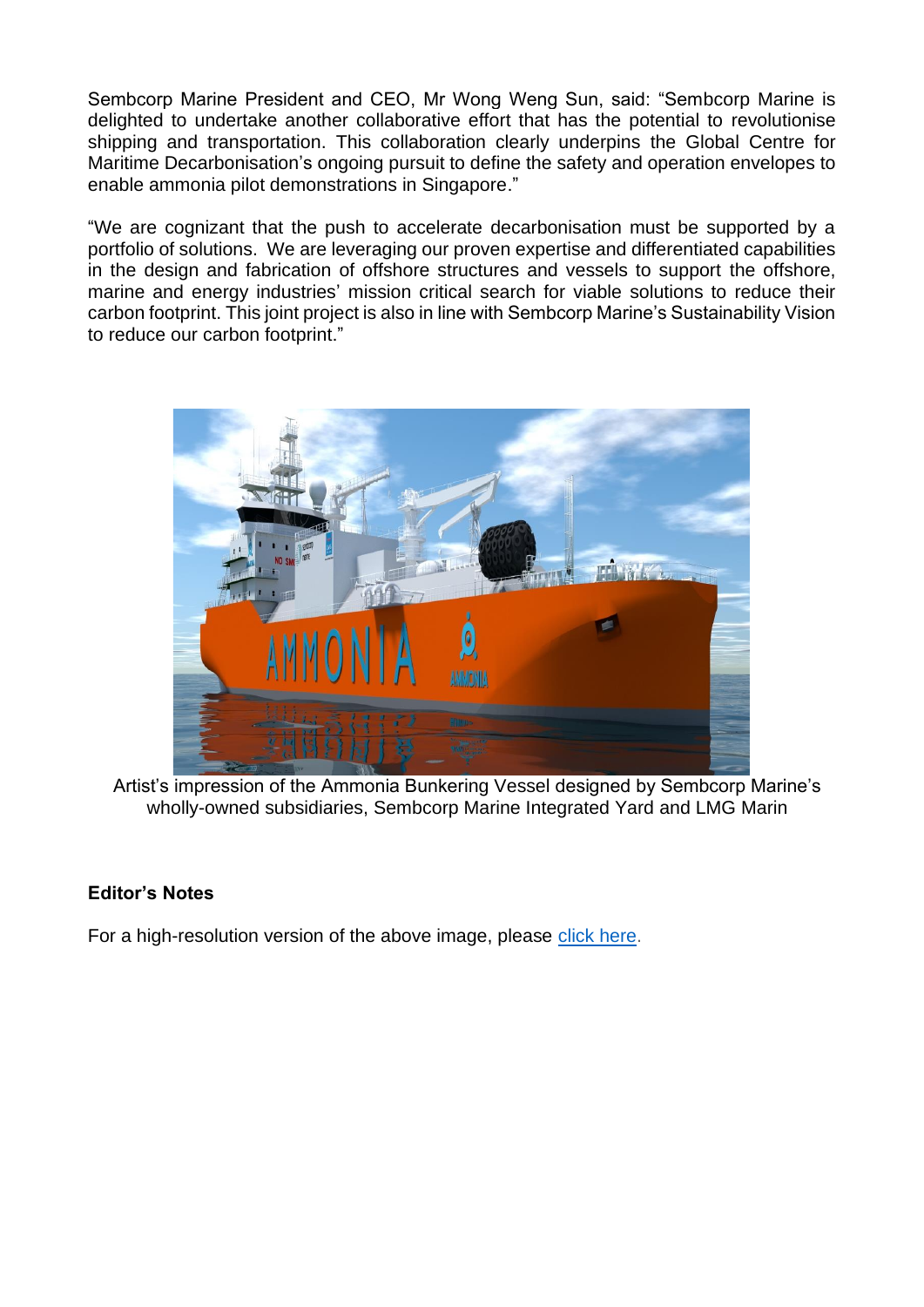Sembcorp Marine President and CEO, Mr Wong Weng Sun, said: "Sembcorp Marine is delighted to undertake another collaborative effort that has the potential to revolutionise shipping and transportation. This collaboration clearly underpins the Global Centre for Maritime Decarbonisation's ongoing pursuit to define the safety and operation envelopes to enable ammonia pilot demonstrations in Singapore."

"We are cognizant that the push to accelerate decarbonisation must be supported by a portfolio of solutions. We are leveraging our proven expertise and differentiated capabilities in the design and fabrication of offshore structures and vessels to support the offshore, marine and energy industries' mission critical search for viable solutions to reduce their carbon footprint. This joint project is also in line with Sembcorp Marine's Sustainability Vision to reduce our carbon footprint."

Artist's impression of the Ammonia Bunkering Vessel designed by Sembcorp Marine's wholly-owned subsidiaries, Sembcorp Marine Integrated Yard and LMG Marin

**Editor's Notes**

For a high-resolution version of the above image, please click here.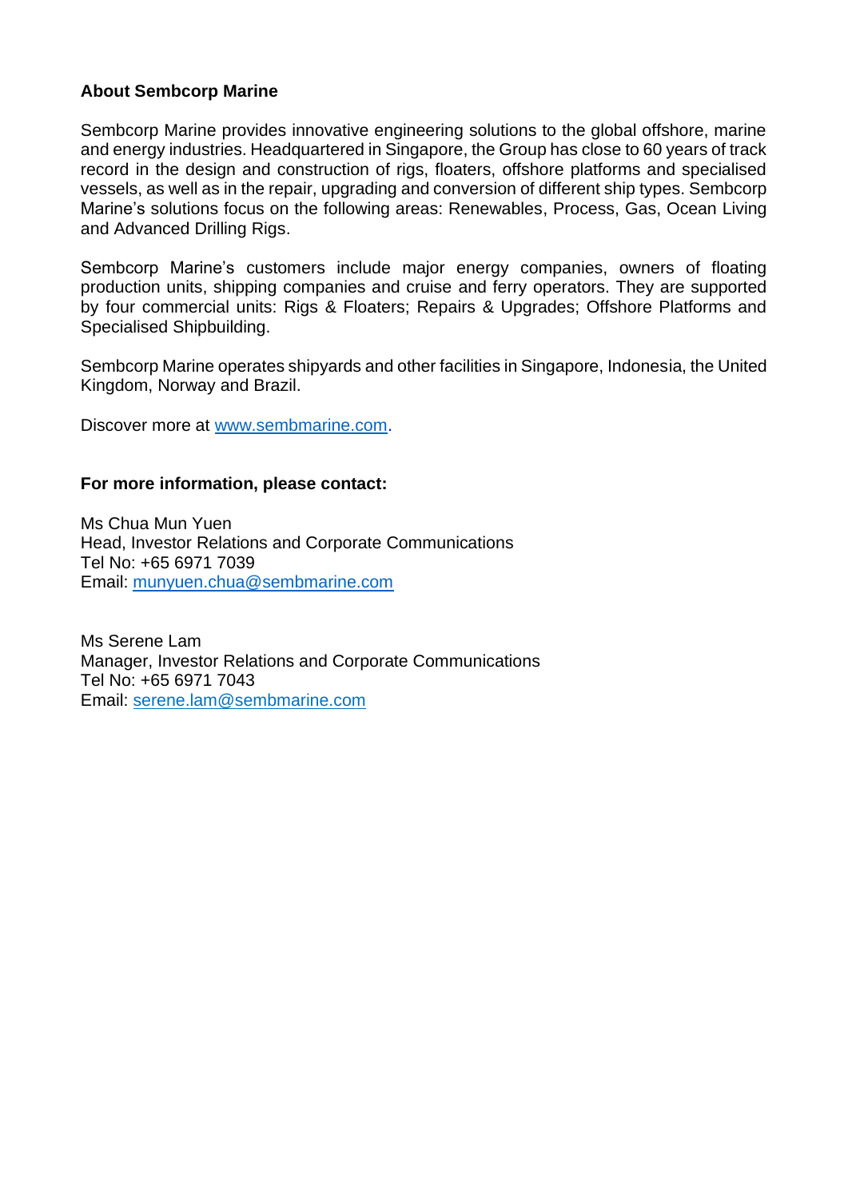**About Sembcorp Marine**

Sembcorp Marine provides innovative engineering solutions to the global offshore, marine and energy industries. Headquartered in Singapore, the Group has close to 60 years of track record in the design and construction of rigs, floaters, offshore platforms and specialised vessels, as well as in the repair, upgrading and conversion of different ship types. Sembcorp Marine's solutions focus on the following areas: Renewables, Process, Gas, Ocean Living and Advanced Drilling Rigs.

Sembcorp Marine's customers include major energy companies, owners of floating production units, shipping companies and cruise and ferry operators. They are supported by four commercial units: Rigs & Floaters; Repairs & Upgrades; Offshore Platforms and Specialised Shipbuilding.

Sembcorp Marine operates shipyards and other facilities in Singapore, Indonesia, the United Kingdom, Norway and Brazil.

Discover more at [www.sembmarine.com](http://www.sembmarine.com).

**For more information, please contact:**

Ms Chua Mun Yuen
Head, Investor Relations and Corporate Communications
Tel No: +65 6971 7039
Email: [munyuen.chua@sembmarine.com](mailto:munyuen.chua@sembmarine.com)

Ms Serene Lam
Manager, Investor Relations and Corporate Communications
Tel No: +65 6971 7043
Email: [serene.lam@sembmarine.com](mailto:serene.lam@sembmarine.com)